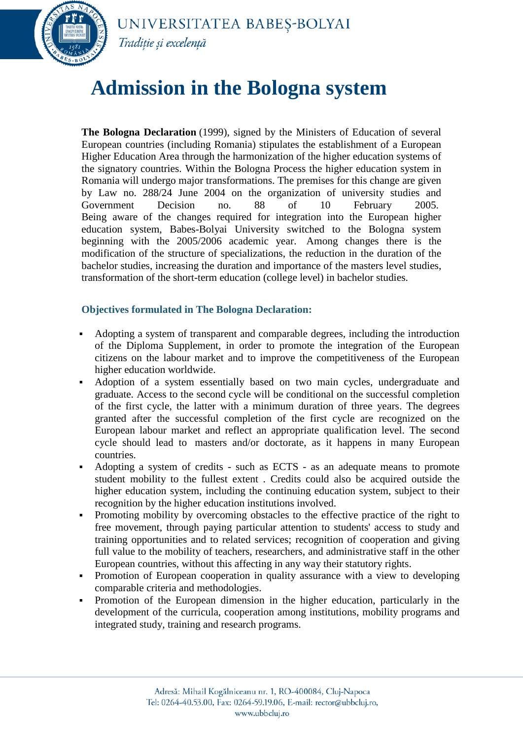# Admission in the Bologna system

**The Bologna Declaration** (1999), signed by the Ministers of Education of several European countries (including Romania) stipulates the establishment of a European Higher Education Area through the harmonization of the higher education systems of the signatory countries. Within the Bologna Process the higher education system in Romania will undergo major transformations. The premises for this change are given by Law no. 288/24 June 2004 on the organization of university studies and Government Decision no. 88 of 10 February 2005. Being aware of the changes required for integration into the European higher education system, Babes-Bolyai University switched to the Bologna system beginning with the 2005/2006 academic year. Among changes there is the modification of the structure of specializations, the reduction in the duration of the bachelor studies, increasing the duration and importance of the masters level studies, transformation of the short-term education (college level) in bachelor studies.

### Objectives formulated in The Bologna Declaration:

- Adopting a system of transparent and comparable degrees, including the introduction of the Diploma Supplement, in order to promote the integration of the European citizens on the labour market and to improve the competitiveness of the European higher education worldwide.
- Adoption of a system essentially based on two main cycles, undergraduate and graduate. Access to the second cycle will be conditional on the successful completion of the first cycle, the latter with a minimum duration of three years. The degrees granted after the successful completion of the first cycle are recognized on the European labour market and reflect an appropriate qualification level. The second cycle should lead to masters and/or doctorate, as it happens in many European countries.
- Adopting a system of credits - such as ECTS - as an adequate means to promote student mobility to the fullest extent . Credits could also be acquired outside the higher education system, including the continuing education system, subject to their recognition by the higher education institutions involved.
- Promoting mobility by overcoming obstacles to the effective practice of the right to free movement, through paying particular attention to students' access to study and training opportunities and to related services; recognition of cooperation and giving full value to the mobility of teachers, researchers, and administrative staff in the other European countries, without this affecting in any way their statutory rights.
- Promotion of European cooperation in quality assurance with a view to developing comparable criteria and methodologies.
- Promotion of the European dimension in the higher education, particularly in the development of the curricula, cooperation among institutions, mobility programs and integrated study, training and research programs.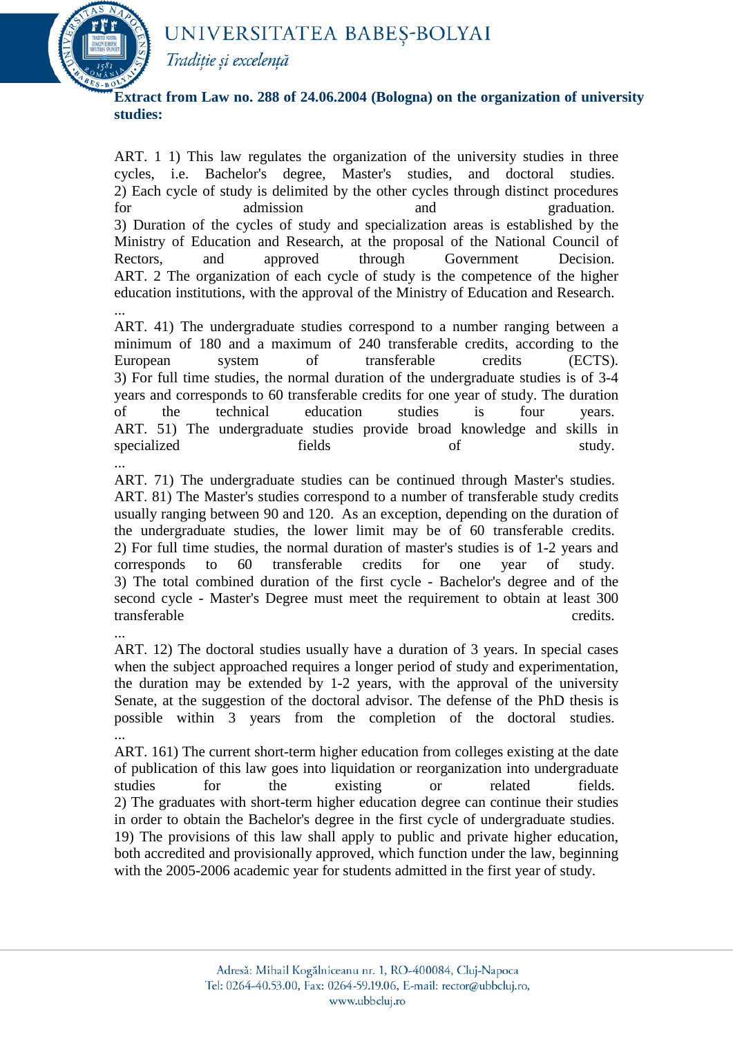**Extract from Law no. 288 of 24.06.2004 (Bologna) on the organization of university studies:**

ART. 1 1) This law regulates the organization of the university studies in three cycles, i.e. Bachelor's degree, Master's studies, and doctoral studies.
2) Each cycle of study is delimited by the other cycles through distinct procedures for admission and graduation.
3) Duration of the cycles of study and specialization areas is established by the Ministry of Education and Research, at the proposal of the National Council of Rectors, and approved through Government Decision.
ART. 2 The organization of each cycle of study is the competence of the higher education institutions, with the approval of the Ministry of Education and Research.
...
ART. 41) The undergraduate studies correspond to a number ranging between a minimum of 180 and a maximum of 240 transferable credits, according to the European system of transferable credits (ECTS).
3) For full time studies, the normal duration of the undergraduate studies is of 3-4 years and corresponds to 60 transferable credits for one year of study. The duration of the technical education studies is four years.
ART. 51) The undergraduate studies provide broad knowledge and skills in specialized fields of study.
...
ART. 71) The undergraduate studies can be continued through Master's studies.
ART. 81) The Master's studies correspond to a number of transferable study credits usually ranging between 90 and 120. As an exception, depending on the duration of the undergraduate studies, the lower limit may be of 60 transferable credits.
2) For full time studies, the normal duration of master's studies is of 1-2 years and corresponds to 60 transferable credits for one year of study.
3) The total combined duration of the first cycle - Bachelor's degree and of the second cycle - Master's Degree must meet the requirement to obtain at least 300 transferable credits.
...
ART. 12) The doctoral studies usually have a duration of 3 years. In special cases when the subject approached requires a longer period of study and experimentation, the duration may be extended by 1-2 years, with the approval of the university Senate, at the suggestion of the doctoral advisor. The defense of the PhD thesis is possible within 3 years from the completion of the doctoral studies.
...
ART. 161) The current short-term higher education from colleges existing at the date of publication of this law goes into liquidation or reorganization into undergraduate studies for the existing or related fields.
2) The graduates with short-term higher education degree can continue their studies in order to obtain the Bachelor's degree in the first cycle of undergraduate education.
19) The provisions of this law shall apply to public and private higher education, both accredited and provisionally approved, which function under the law, beginning with the 2005-2006 academic year for students admitted in the first year of study.